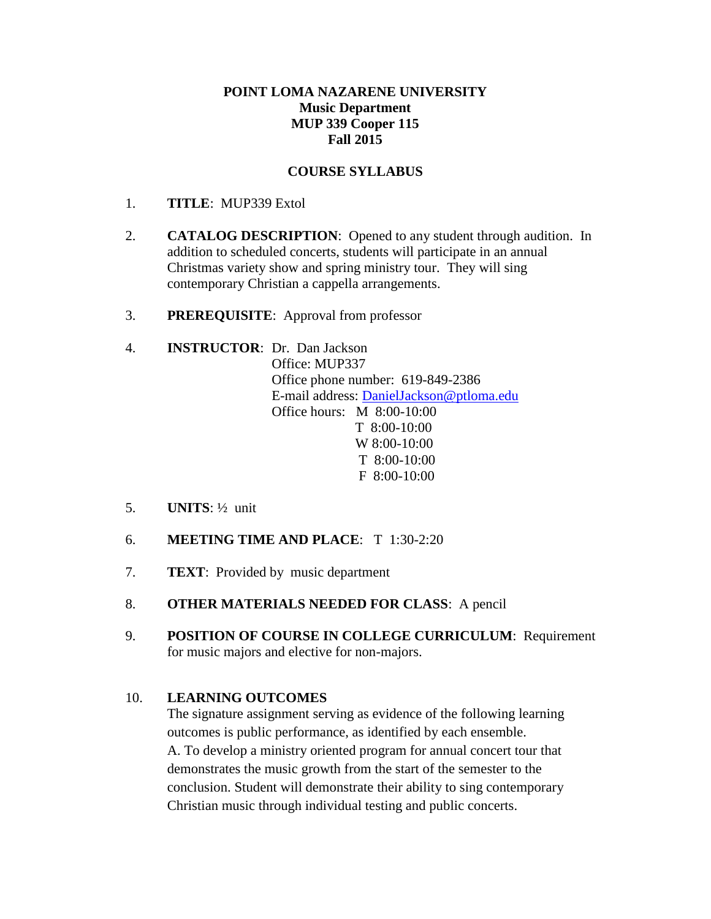**POINT LOMA NAZARENE UNIVERSITY**
**Music Department**
**MUP 339 Cooper 115**
**Fall 2015**

**COURSE SYLLABUS**

1. **TITLE**: MUP339 Extol

2. **CATALOG DESCRIPTION**: Opened to any student through audition. In addition to scheduled concerts, students will participate in an annual Christmas variety show and spring ministry tour. They will sing contemporary Christian a cappella arrangements.

3. **PREREQUISITE**: Approval from professor

4. **INSTRUCTOR**: Dr. Dan Jackson
   Office: MUP337
   Office phone number: 619-849-2386
   E-mail address: DanielJackson@ptloma.edu
   Office hours: M 8:00-10:00
   T 8:00-10:00
   W 8:00-10:00
   T 8:00-10:00
   F 8:00-10:00

5. **UNITS**: ½ unit

6. **MEETING TIME AND PLACE**: T 1:30-2:20

7. **TEXT**: Provided by music department

8. **OTHER MATERIALS NEEDED FOR CLASS**: A pencil

9. **POSITION OF COURSE IN COLLEGE CURRICULUM**: Requirement for music majors and elective for non-majors.

10. **LEARNING OUTCOMES**
    The signature assignment serving as evidence of the following learning outcomes is public performance, as identified by each ensemble.
    A. To develop a ministry oriented program for annual concert tour that demonstrates the music growth from the start of the semester to the conclusion. Student will demonstrate their ability to sing contemporary Christian music through individual testing and public concerts.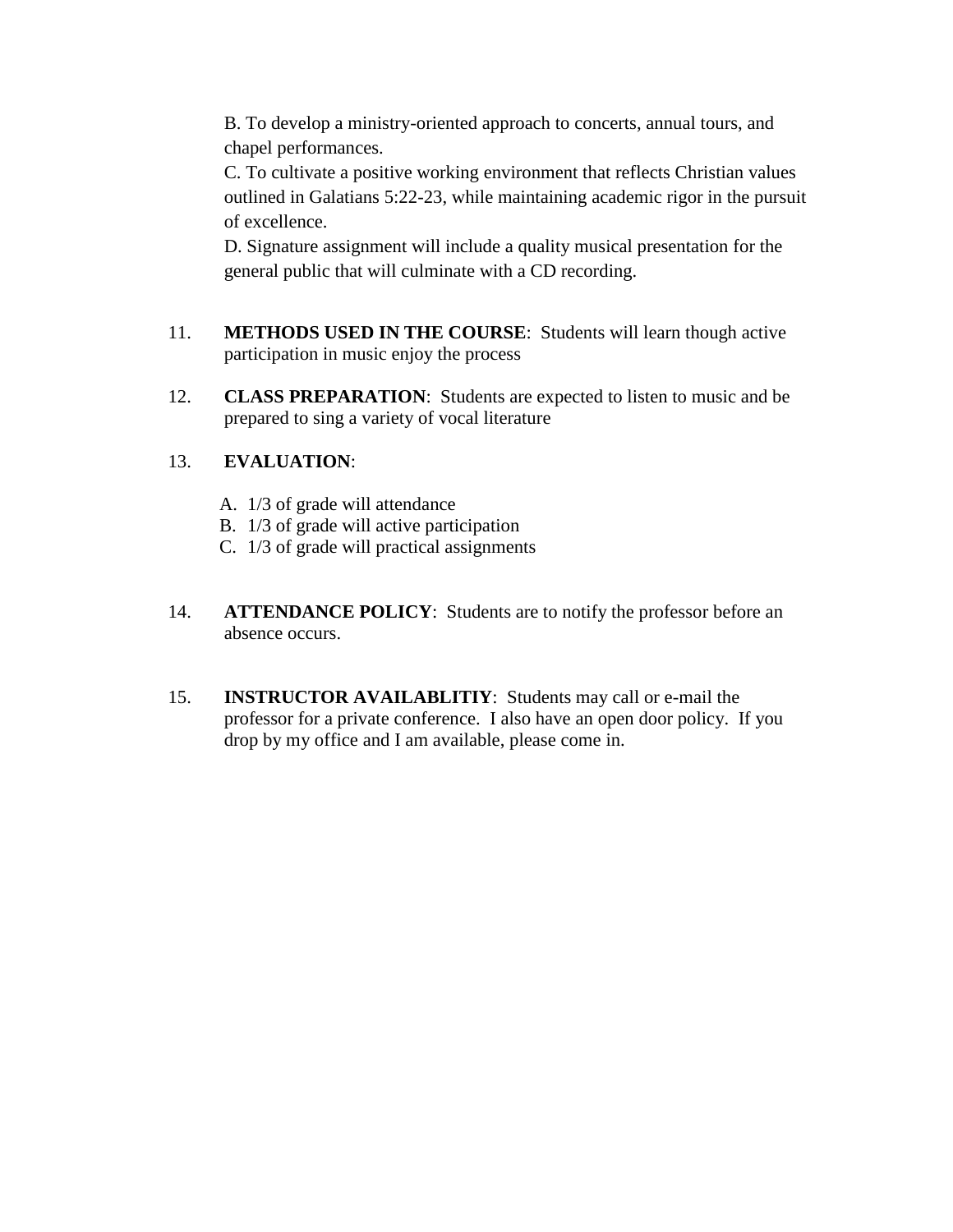B. To develop a ministry-oriented approach to concerts, annual tours, and chapel performances.

C. To cultivate a positive working environment that reflects Christian values outlined in Galatians 5:22-23, while maintaining academic rigor in the pursuit of excellence.

D. Signature assignment will include a quality musical presentation for the general public that will culminate with a CD recording.

11. **METHODS USED IN THE COURSE**: Students will learn though active participation in music enjoy the process

12. **CLASS PREPARATION**: Students are expected to listen to music and be prepared to sing a variety of vocal literature

13. **EVALUATION**:

    A. 1/3 of grade will attendance
    B. 1/3 of grade will active participation
    C. 1/3 of grade will practical assignments

14. **ATTENDANCE POLICY**: Students are to notify the professor before an absence occurs.

15. **INSTRUCTOR AVAILABLITIY**: Students may call or e-mail the professor for a private conference. I also have an open door policy. If you drop by my office and I am available, please come in.